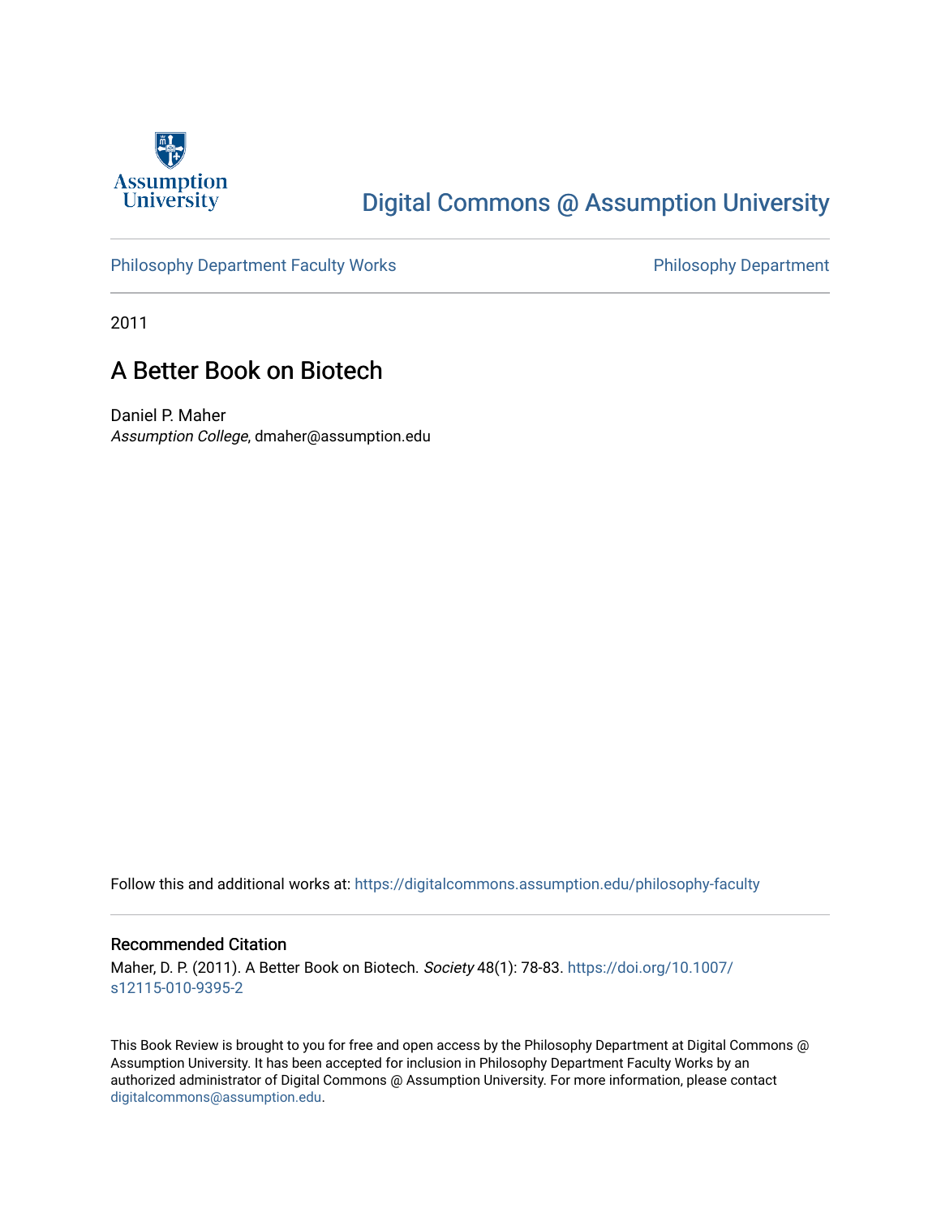Assumption University

# Digital Commons @ Assumption University

Philosophy Department Faculty Works

Philosophy Department

2011

## A Better Book on Biotech

Daniel P. Maher
*Assumption College*, dmaher@assumption.edu

Follow this and additional works at: https://digitalcommons.assumption.edu/philosophy-faculty

### Recommended Citation

Maher, D. P. (2011). A Better Book on Biotech. *Society* 48(1): 78-83. https://doi.org/10.1007/s12115-010-9395-2

This Book Review is brought to you for free and open access by the Philosophy Department at Digital Commons @ Assumption University. It has been accepted for inclusion in Philosophy Department Faculty Works by an authorized administrator of Digital Commons @ Assumption University. For more information, please contact digitalcommons@assumption.edu.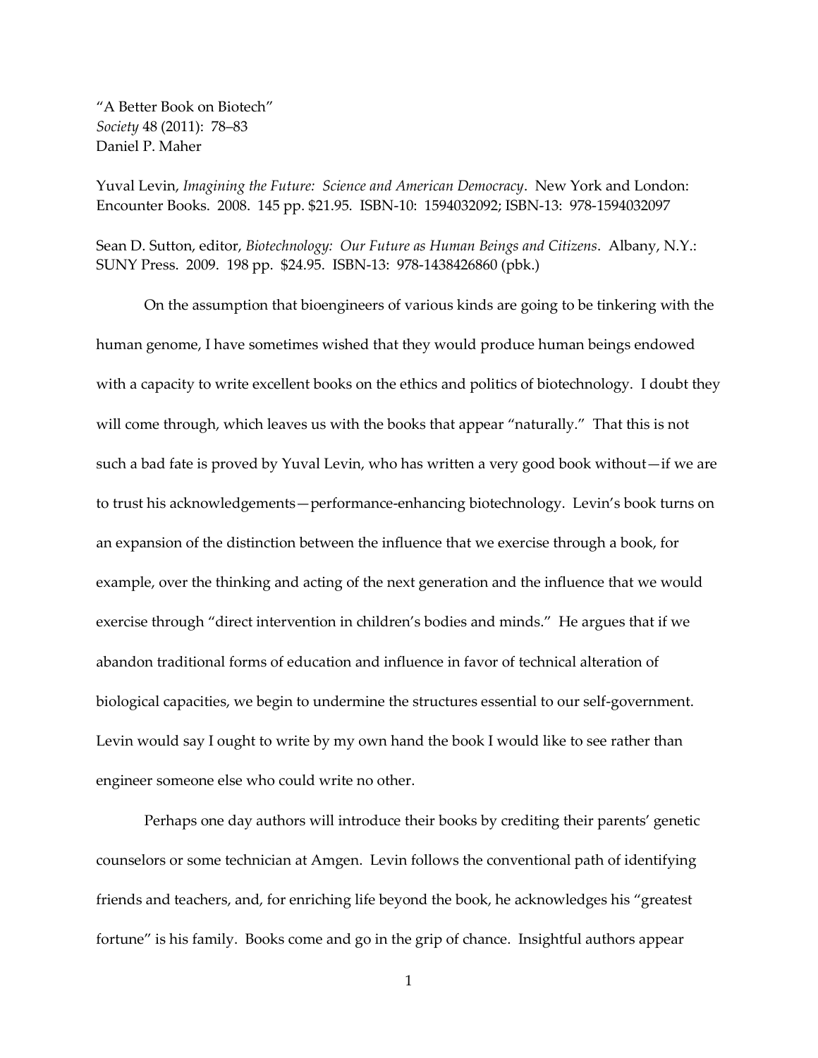"A Better Book on Biotech"
*Society* 48 (2011): 78–83
Daniel P. Maher

Yuval Levin, *Imagining the Future: Science and American Democracy*. New York and London: Encounter Books. 2008. 145 pp. $21.95. ISBN-10: 1594032092; ISBN-13: 978-1594032097

Sean D. Sutton, editor, *Biotechnology: Our Future as Human Beings and Citizens*. Albany, N.Y.: SUNY Press. 2009. 198 pp. $24.95. ISBN-13: 978-1438426860 (pbk.)

On the assumption that bioengineers of various kinds are going to be tinkering with the human genome, I have sometimes wished that they would produce human beings endowed with a capacity to write excellent books on the ethics and politics of biotechnology. I doubt they will come through, which leaves us with the books that appear "naturally." That this is not such a bad fate is proved by Yuval Levin, who has written a very good book without—if we are to trust his acknowledgements—performance-enhancing biotechnology. Levin's book turns on an expansion of the distinction between the influence that we exercise through a book, for example, over the thinking and acting of the next generation and the influence that we would exercise through "direct intervention in children's bodies and minds." He argues that if we abandon traditional forms of education and influence in favor of technical alteration of biological capacities, we begin to undermine the structures essential to our self-government. Levin would say I ought to write by my own hand the book I would like to see rather than engineer someone else who could write no other.

Perhaps one day authors will introduce their books by crediting their parents' genetic counselors or some technician at Amgen. Levin follows the conventional path of identifying friends and teachers, and, for enriching life beyond the book, he acknowledges his "greatest fortune" is his family. Books come and go in the grip of chance. Insightful authors appear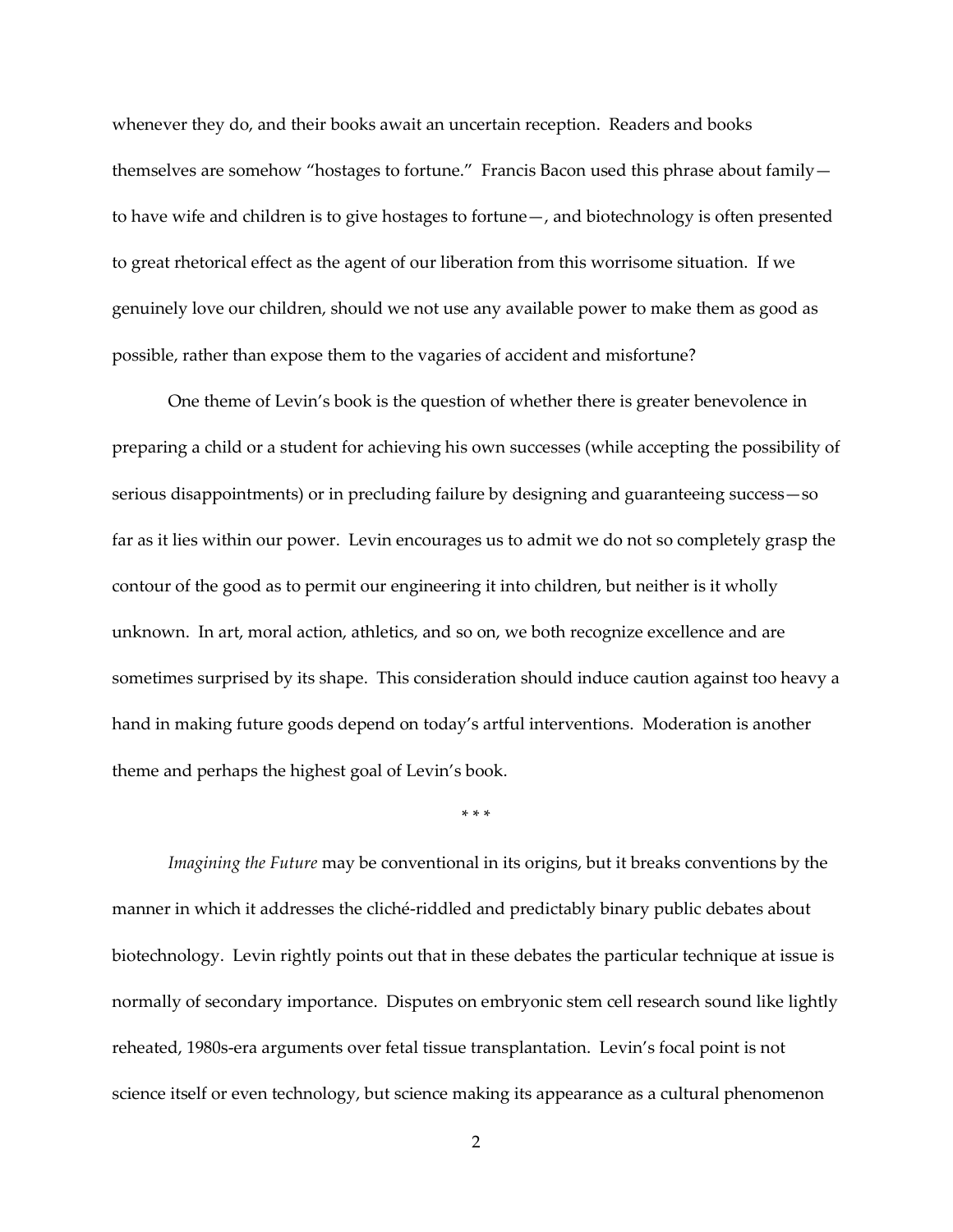whenever they do, and their books await an uncertain reception. Readers and books themselves are somehow "hostages to fortune." Francis Bacon used this phrase about family—to have wife and children is to give hostages to fortune—, and biotechnology is often presented to great rhetorical effect as the agent of our liberation from this worrisome situation. If we genuinely love our children, should we not use any available power to make them as good as possible, rather than expose them to the vagaries of accident and misfortune?

One theme of Levin's book is the question of whether there is greater benevolence in preparing a child or a student for achieving his own successes (while accepting the possibility of serious disappointments) or in precluding failure by designing and guaranteeing success—so far as it lies within our power. Levin encourages us to admit we do not so completely grasp the contour of the good as to permit our engineering it into children, but neither is it wholly unknown. In art, moral action, athletics, and so on, we both recognize excellence and are sometimes surprised by its shape. This consideration should induce caution against too heavy a hand in making future goods depend on today's artful interventions. Moderation is another theme and perhaps the highest goal of Levin's book.

\* \* \*

*Imagining the Future* may be conventional in its origins, but it breaks conventions by the manner in which it addresses the cliché-riddled and predictably binary public debates about biotechnology. Levin rightly points out that in these debates the particular technique at issue is normally of secondary importance. Disputes on embryonic stem cell research sound like lightly reheated, 1980s-era arguments over fetal tissue transplantation. Levin's focal point is not science itself or even technology, but science making its appearance as a cultural phenomenon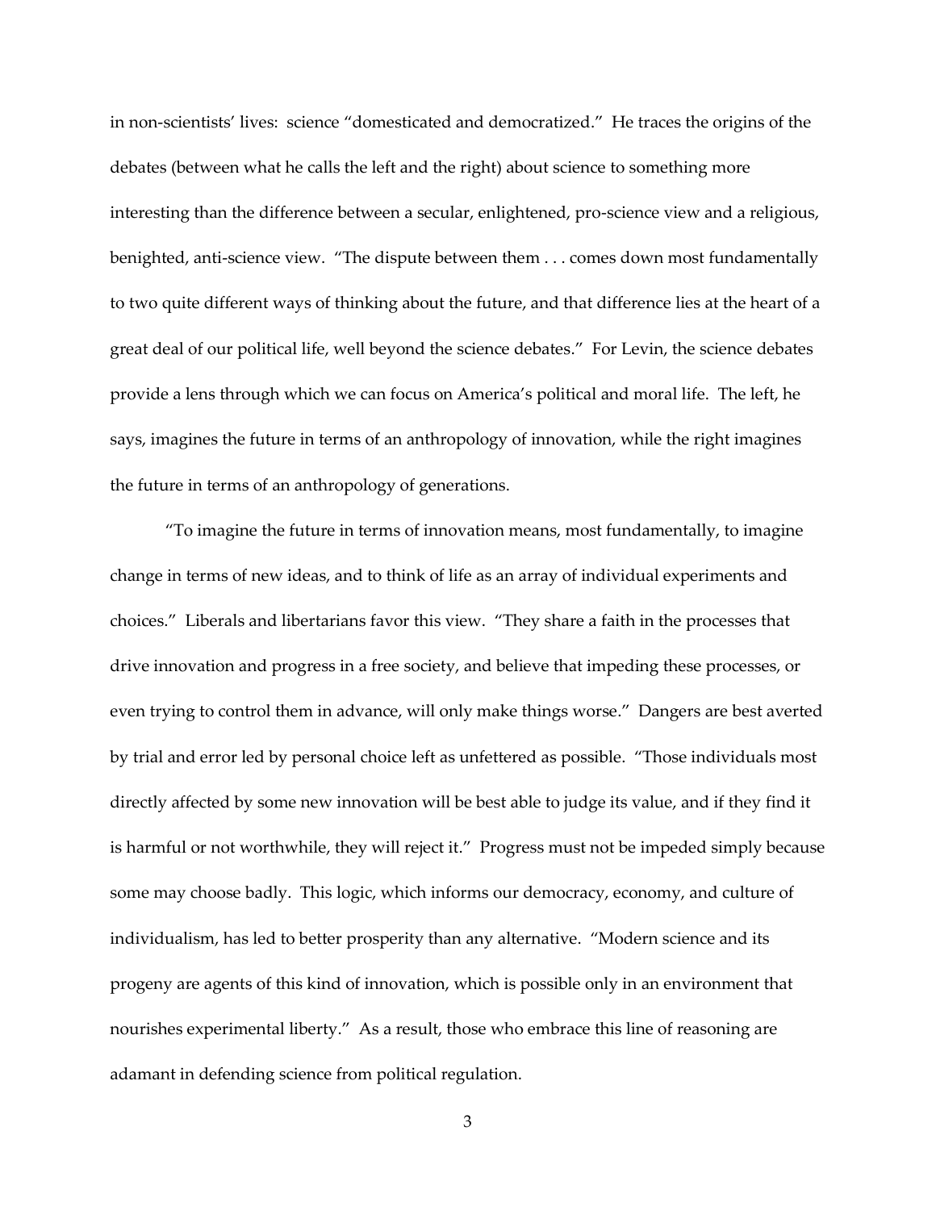in non-scientists' lives: science "domesticated and democratized." He traces the origins of the debates (between what he calls the left and the right) about science to something more interesting than the difference between a secular, enlightened, pro-science view and a religious, benighted, anti-science view. "The dispute between them . . . comes down most fundamentally to two quite different ways of thinking about the future, and that difference lies at the heart of a great deal of our political life, well beyond the science debates." For Levin, the science debates provide a lens through which we can focus on America's political and moral life. The left, he says, imagines the future in terms of an anthropology of innovation, while the right imagines the future in terms of an anthropology of generations.

"To imagine the future in terms of innovation means, most fundamentally, to imagine change in terms of new ideas, and to think of life as an array of individual experiments and choices." Liberals and libertarians favor this view. "They share a faith in the processes that drive innovation and progress in a free society, and believe that impeding these processes, or even trying to control them in advance, will only make things worse." Dangers are best averted by trial and error led by personal choice left as unfettered as possible. "Those individuals most directly affected by some new innovation will be best able to judge its value, and if they find it is harmful or not worthwhile, they will reject it." Progress must not be impeded simply because some may choose badly. This logic, which informs our democracy, economy, and culture of individualism, has led to better prosperity than any alternative. "Modern science and its progeny are agents of this kind of innovation, which is possible only in an environment that nourishes experimental liberty." As a result, those who embrace this line of reasoning are adamant in defending science from political regulation.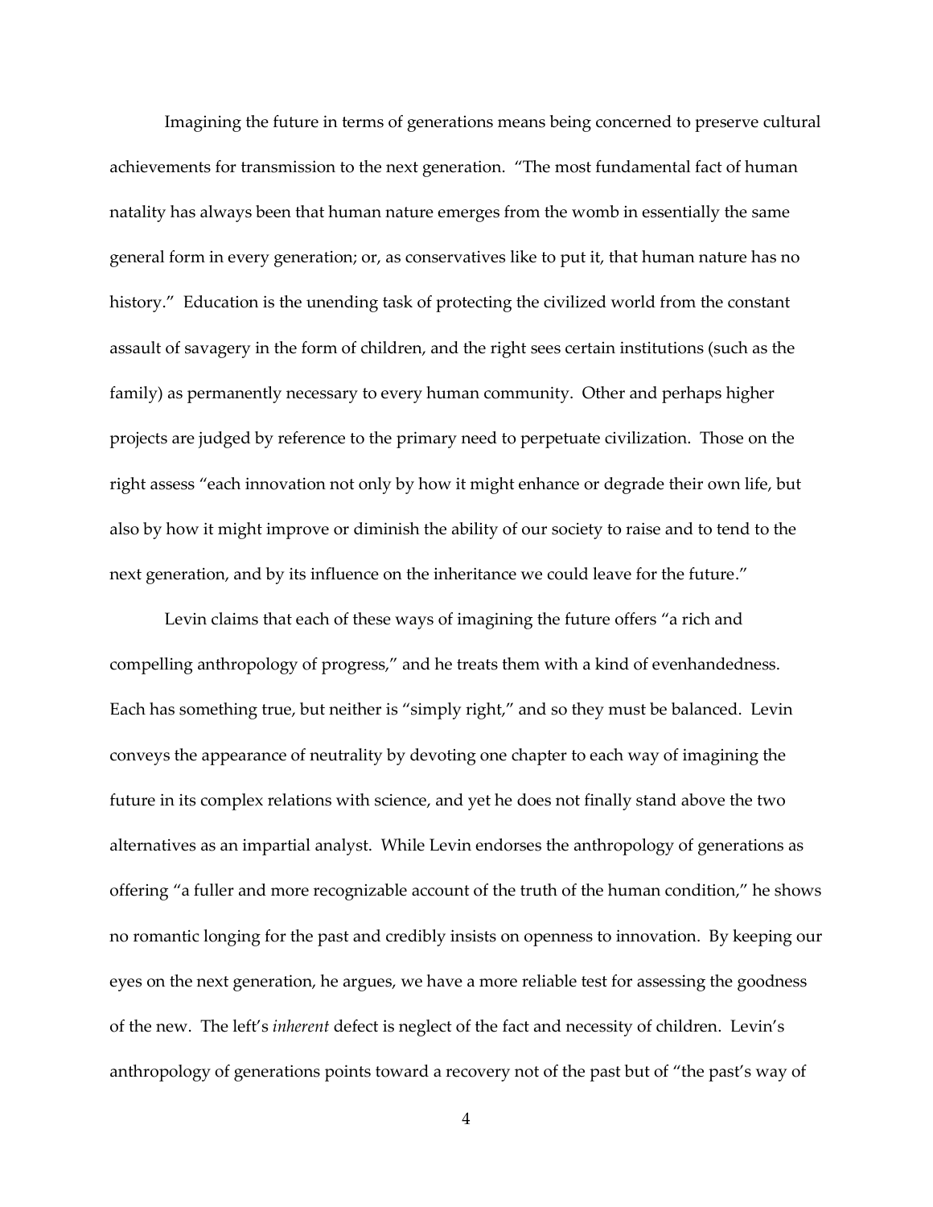Imagining the future in terms of generations means being concerned to preserve cultural achievements for transmission to the next generation. "The most fundamental fact of human natality has always been that human nature emerges from the womb in essentially the same general form in every generation; or, as conservatives like to put it, that human nature has no history." Education is the unending task of protecting the civilized world from the constant assault of savagery in the form of children, and the right sees certain institutions (such as the family) as permanently necessary to every human community. Other and perhaps higher projects are judged by reference to the primary need to perpetuate civilization. Those on the right assess "each innovation not only by how it might enhance or degrade their own life, but also by how it might improve or diminish the ability of our society to raise and to tend to the next generation, and by its influence on the inheritance we could leave for the future."

Levin claims that each of these ways of imagining the future offers "a rich and compelling anthropology of progress," and he treats them with a kind of evenhandedness. Each has something true, but neither is "simply right," and so they must be balanced. Levin conveys the appearance of neutrality by devoting one chapter to each way of imagining the future in its complex relations with science, and yet he does not finally stand above the two alternatives as an impartial analyst. While Levin endorses the anthropology of generations as offering "a fuller and more recognizable account of the truth of the human condition," he shows no romantic longing for the past and credibly insists on openness to innovation. By keeping our eyes on the next generation, he argues, we have a more reliable test for assessing the goodness of the new. The left's *inherent* defect is neglect of the fact and necessity of children. Levin's anthropology of generations points toward a recovery not of the past but of "the past's way of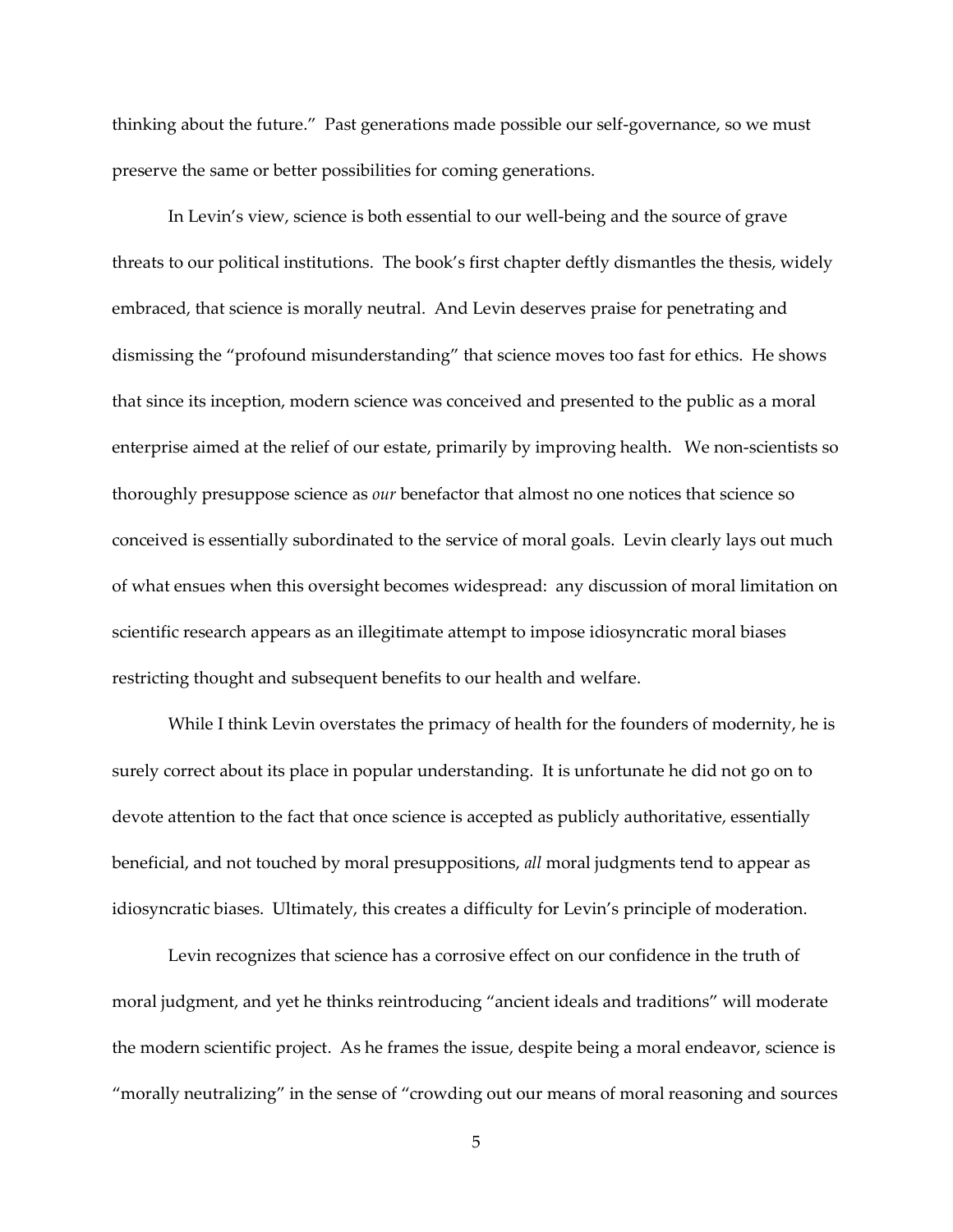thinking about the future." Past generations made possible our self-governance, so we must preserve the same or better possibilities for coming generations.

In Levin's view, science is both essential to our well-being and the source of grave threats to our political institutions. The book's first chapter deftly dismantles the thesis, widely embraced, that science is morally neutral. And Levin deserves praise for penetrating and dismissing the "profound misunderstanding" that science moves too fast for ethics. He shows that since its inception, modern science was conceived and presented to the public as a moral enterprise aimed at the relief of our estate, primarily by improving health. We non-scientists so thoroughly presuppose science as *our* benefactor that almost no one notices that science so conceived is essentially subordinated to the service of moral goals. Levin clearly lays out much of what ensues when this oversight becomes widespread: any discussion of moral limitation on scientific research appears as an illegitimate attempt to impose idiosyncratic moral biases restricting thought and subsequent benefits to our health and welfare.

While I think Levin overstates the primacy of health for the founders of modernity, he is surely correct about its place in popular understanding. It is unfortunate he did not go on to devote attention to the fact that once science is accepted as publicly authoritative, essentially beneficial, and not touched by moral presuppositions, *all* moral judgments tend to appear as idiosyncratic biases. Ultimately, this creates a difficulty for Levin's principle of moderation.

Levin recognizes that science has a corrosive effect on our confidence in the truth of moral judgment, and yet he thinks reintroducing "ancient ideals and traditions" will moderate the modern scientific project. As he frames the issue, despite being a moral endeavor, science is "morally neutralizing" in the sense of "crowding out our means of moral reasoning and sources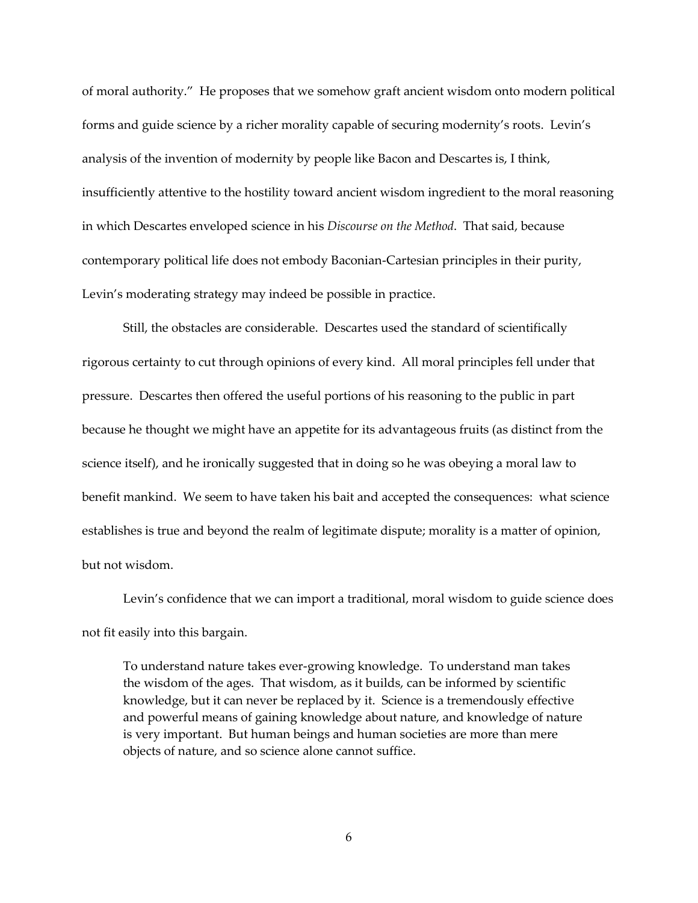of moral authority." He proposes that we somehow graft ancient wisdom onto modern political forms and guide science by a richer morality capable of securing modernity's roots. Levin's analysis of the invention of modernity by people like Bacon and Descartes is, I think, insufficiently attentive to the hostility toward ancient wisdom ingredient to the moral reasoning in which Descartes enveloped science in his *Discourse on the Method*. That said, because contemporary political life does not embody Baconian-Cartesian principles in their purity, Levin's moderating strategy may indeed be possible in practice.

Still, the obstacles are considerable. Descartes used the standard of scientifically rigorous certainty to cut through opinions of every kind. All moral principles fell under that pressure. Descartes then offered the useful portions of his reasoning to the public in part because he thought we might have an appetite for its advantageous fruits (as distinct from the science itself), and he ironically suggested that in doing so he was obeying a moral law to benefit mankind. We seem to have taken his bait and accepted the consequences: what science establishes is true and beyond the realm of legitimate dispute; morality is a matter of opinion, but not wisdom.

Levin's confidence that we can import a traditional, moral wisdom to guide science does not fit easily into this bargain.

> To understand nature takes ever-growing knowledge. To understand man takes the wisdom of the ages. That wisdom, as it builds, can be informed by scientific knowledge, but it can never be replaced by it. Science is a tremendously effective and powerful means of gaining knowledge about nature, and knowledge of nature is very important. But human beings and human societies are more than mere objects of nature, and so science alone cannot suffice.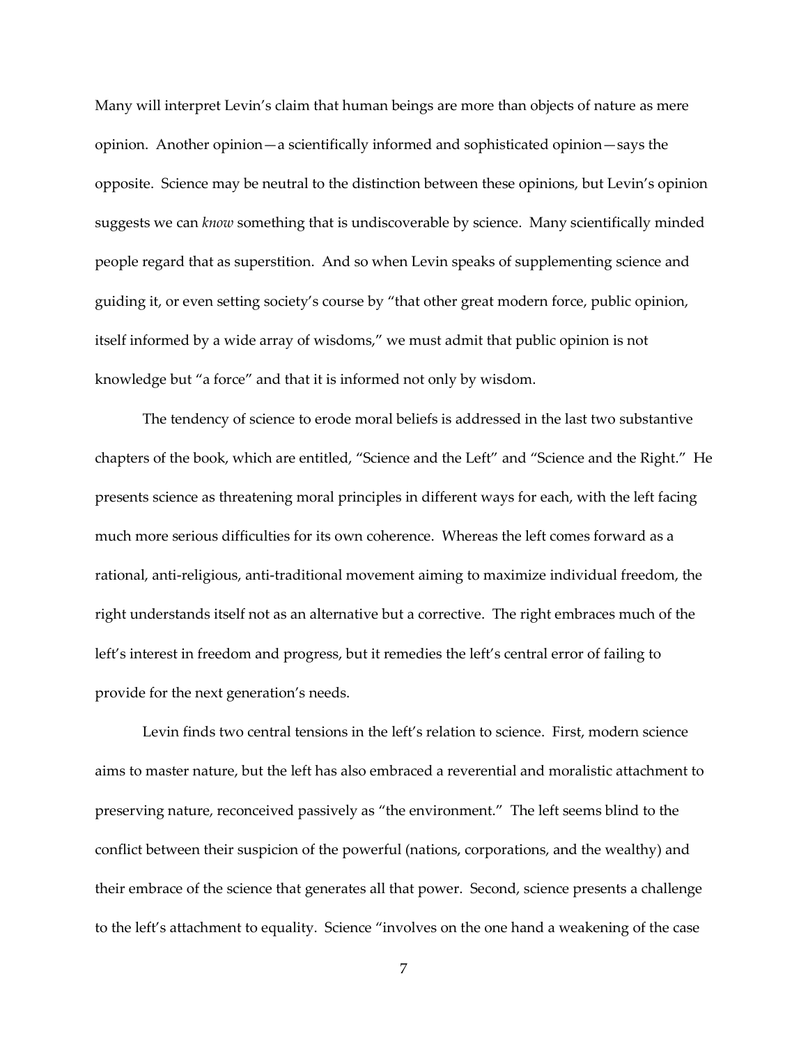Many will interpret Levin's claim that human beings are more than objects of nature as mere opinion. Another opinion—a scientifically informed and sophisticated opinion—says the opposite. Science may be neutral to the distinction between these opinions, but Levin's opinion suggests we can *know* something that is undiscoverable by science. Many scientifically minded people regard that as superstition. And so when Levin speaks of supplementing science and guiding it, or even setting society's course by "that other great modern force, public opinion, itself informed by a wide array of wisdoms," we must admit that public opinion is not knowledge but "a force" and that it is informed not only by wisdom.

The tendency of science to erode moral beliefs is addressed in the last two substantive chapters of the book, which are entitled, "Science and the Left" and "Science and the Right." He presents science as threatening moral principles in different ways for each, with the left facing much more serious difficulties for its own coherence. Whereas the left comes forward as a rational, anti-religious, anti-traditional movement aiming to maximize individual freedom, the right understands itself not as an alternative but a corrective. The right embraces much of the left's interest in freedom and progress, but it remedies the left's central error of failing to provide for the next generation's needs.

Levin finds two central tensions in the left's relation to science. First, modern science aims to master nature, but the left has also embraced a reverential and moralistic attachment to preserving nature, reconceived passively as "the environment." The left seems blind to the conflict between their suspicion of the powerful (nations, corporations, and the wealthy) and their embrace of the science that generates all that power. Second, science presents a challenge to the left's attachment to equality. Science "involves on the one hand a weakening of the case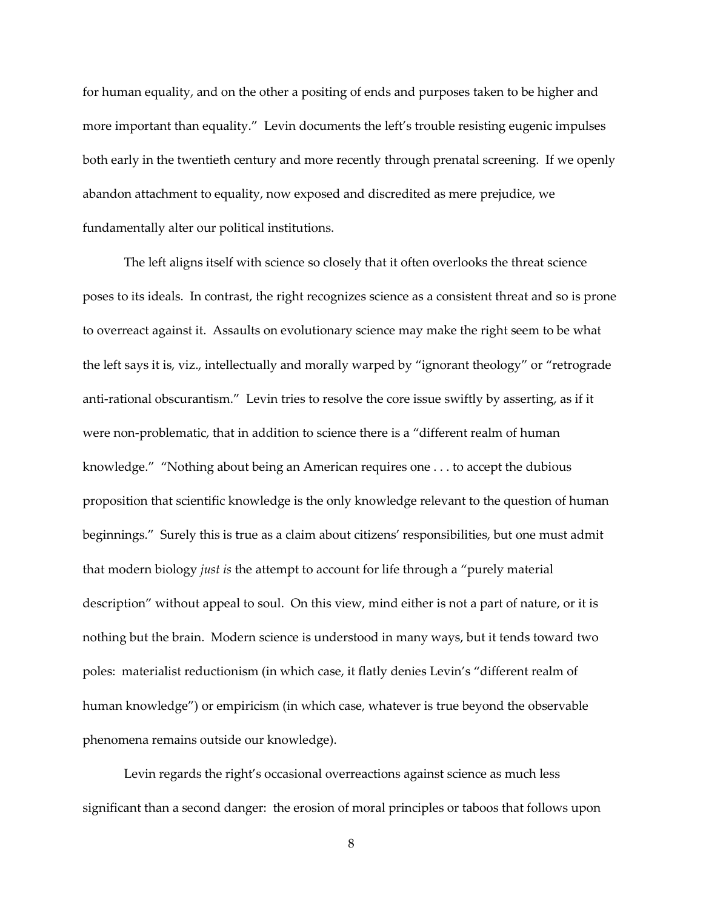for human equality, and on the other a positing of ends and purposes taken to be higher and more important than equality." Levin documents the left's trouble resisting eugenic impulses both early in the twentieth century and more recently through prenatal screening. If we openly abandon attachment to equality, now exposed and discredited as mere prejudice, we fundamentally alter our political institutions.

The left aligns itself with science so closely that it often overlooks the threat science poses to its ideals. In contrast, the right recognizes science as a consistent threat and so is prone to overreact against it. Assaults on evolutionary science may make the right seem to be what the left says it is, viz., intellectually and morally warped by "ignorant theology" or "retrograde anti-rational obscurantism." Levin tries to resolve the core issue swiftly by asserting, as if it were non-problematic, that in addition to science there is a "different realm of human knowledge." "Nothing about being an American requires one . . . to accept the dubious proposition that scientific knowledge is the only knowledge relevant to the question of human beginnings." Surely this is true as a claim about citizens' responsibilities, but one must admit that modern biology *just is* the attempt to account for life through a "purely material description" without appeal to soul. On this view, mind either is not a part of nature, or it is nothing but the brain. Modern science is understood in many ways, but it tends toward two poles: materialist reductionism (in which case, it flatly denies Levin's "different realm of human knowledge") or empiricism (in which case, whatever is true beyond the observable phenomena remains outside our knowledge).

Levin regards the right's occasional overreactions against science as much less significant than a second danger: the erosion of moral principles or taboos that follows upon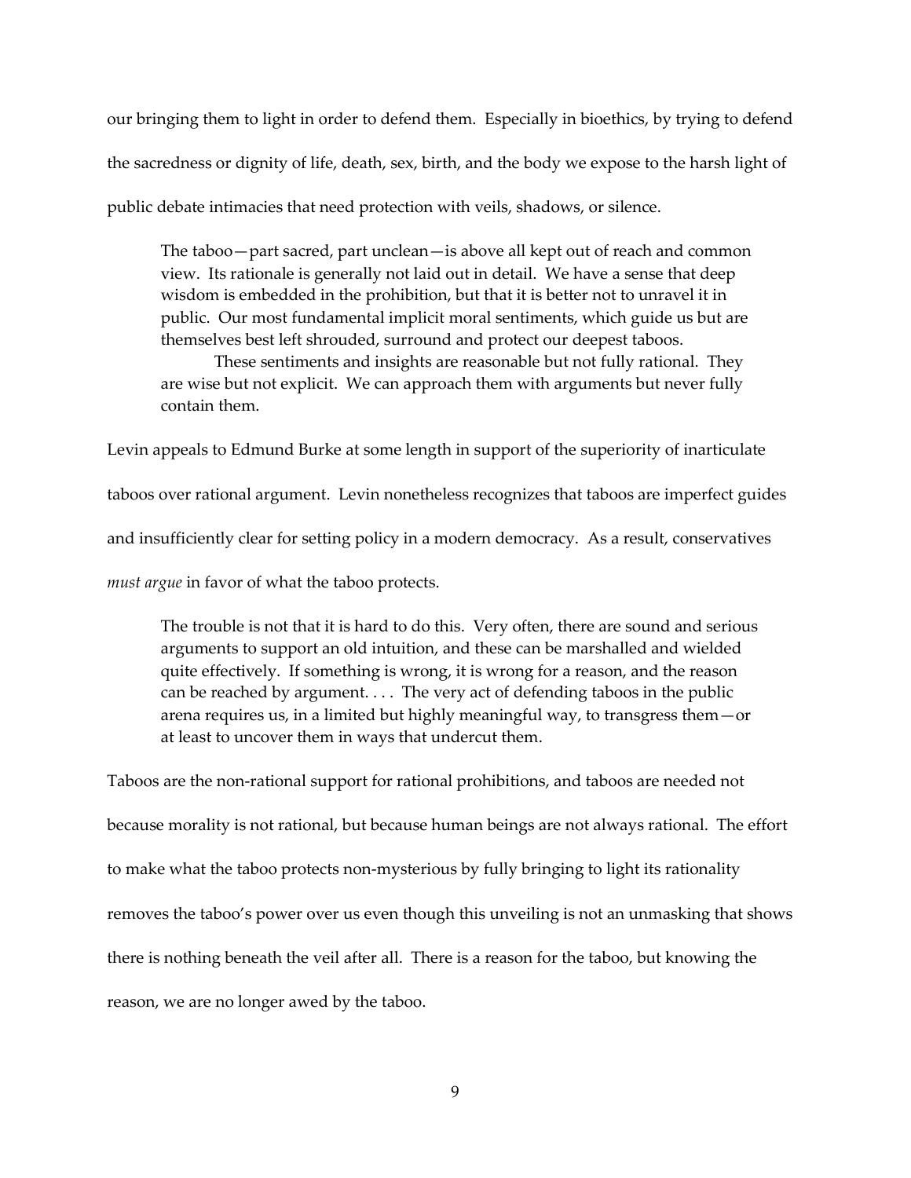our bringing them to light in order to defend them. Especially in bioethics, by trying to defend the sacredness or dignity of life, death, sex, birth, and the body we expose to the harsh light of public debate intimacies that need protection with veils, shadows, or silence.

> The taboo—part sacred, part unclean—is above all kept out of reach and common view. Its rationale is generally not laid out in detail. We have a sense that deep wisdom is embedded in the prohibition, but that it is better not to unravel it in public. Our most fundamental implicit moral sentiments, which guide us but are themselves best left shrouded, surround and protect our deepest taboos.
>
> These sentiments and insights are reasonable but not fully rational. They are wise but not explicit. We can approach them with arguments but never fully contain them.

Levin appeals to Edmund Burke at some length in support of the superiority of inarticulate taboos over rational argument. Levin nonetheless recognizes that taboos are imperfect guides and insufficiently clear for setting policy in a modern democracy. As a result, conservatives *must argue* in favor of what the taboo protects.

> The trouble is not that it is hard to do this. Very often, there are sound and serious arguments to support an old intuition, and these can be marshalled and wielded quite effectively. If something is wrong, it is wrong for a reason, and the reason can be reached by argument. . . . The very act of defending taboos in the public arena requires us, in a limited but highly meaningful way, to transgress them—or at least to uncover them in ways that undercut them.

Taboos are the non-rational support for rational prohibitions, and taboos are needed not because morality is not rational, but because human beings are not always rational. The effort to make what the taboo protects non-mysterious by fully bringing to light its rationality removes the taboo's power over us even though this unveiling is not an unmasking that shows there is nothing beneath the veil after all. There is a reason for the taboo, but knowing the reason, we are no longer awed by the taboo.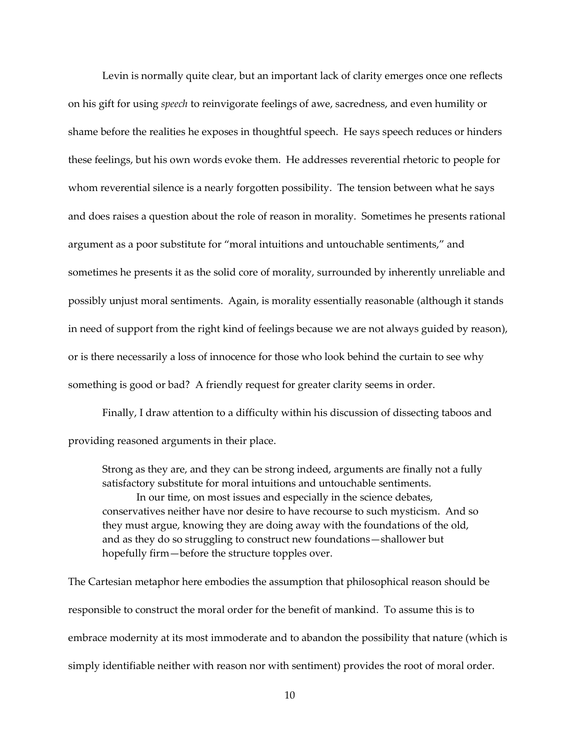Levin is normally quite clear, but an important lack of clarity emerges once one reflects on his gift for using *speech* to reinvigorate feelings of awe, sacredness, and even humility or shame before the realities he exposes in thoughtful speech. He says speech reduces or hinders these feelings, but his own words evoke them. He addresses reverential rhetoric to people for whom reverential silence is a nearly forgotten possibility. The tension between what he says and does raises a question about the role of reason in morality. Sometimes he presents rational argument as a poor substitute for "moral intuitions and untouchable sentiments," and sometimes he presents it as the solid core of morality, surrounded by inherently unreliable and possibly unjust moral sentiments. Again, is morality essentially reasonable (although it stands in need of support from the right kind of feelings because we are not always guided by reason), or is there necessarily a loss of innocence for those who look behind the curtain to see why something is good or bad? A friendly request for greater clarity seems in order.

Finally, I draw attention to a difficulty within his discussion of dissecting taboos and providing reasoned arguments in their place.

> Strong as they are, and they can be strong indeed, arguments are finally not a fully satisfactory substitute for moral intuitions and untouchable sentiments.
>
> In our time, on most issues and especially in the science debates, conservatives neither have nor desire to have recourse to such mysticism. And so they must argue, knowing they are doing away with the foundations of the old, and as they do so struggling to construct new foundations—shallower but hopefully firm—before the structure topples over.

The Cartesian metaphor here embodies the assumption that philosophical reason should be responsible to construct the moral order for the benefit of mankind. To assume this is to embrace modernity at its most immoderate and to abandon the possibility that nature (which is simply identifiable neither with reason nor with sentiment) provides the root of moral order.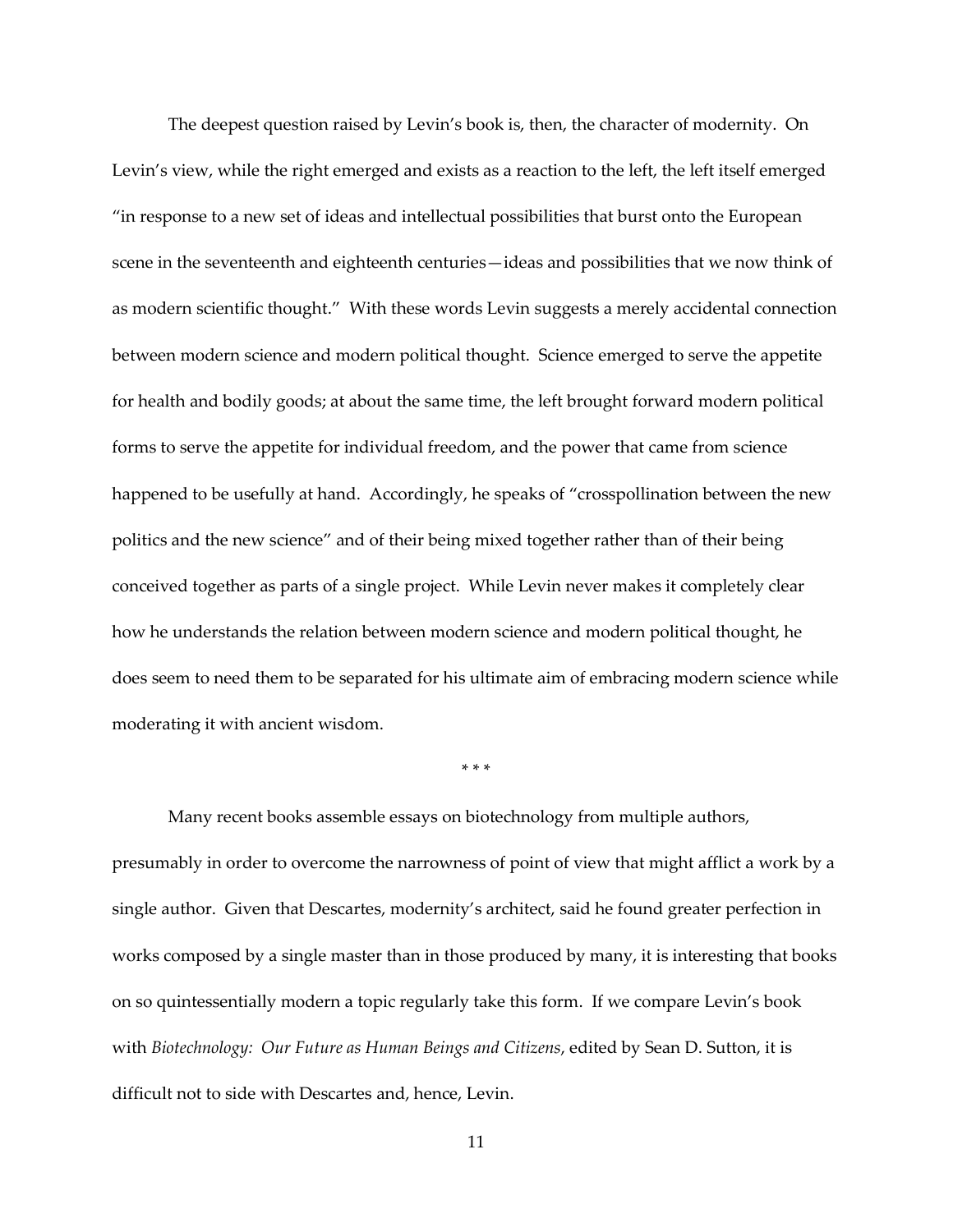The deepest question raised by Levin's book is, then, the character of modernity. On Levin's view, while the right emerged and exists as a reaction to the left, the left itself emerged "in response to a new set of ideas and intellectual possibilities that burst onto the European scene in the seventeenth and eighteenth centuries—ideas and possibilities that we now think of as modern scientific thought." With these words Levin suggests a merely accidental connection between modern science and modern political thought. Science emerged to serve the appetite for health and bodily goods; at about the same time, the left brought forward modern political forms to serve the appetite for individual freedom, and the power that came from science happened to be usefully at hand. Accordingly, he speaks of "crosspollination between the new politics and the new science" and of their being mixed together rather than of their being conceived together as parts of a single project. While Levin never makes it completely clear how he understands the relation between modern science and modern political thought, he does seem to need them to be separated for his ultimate aim of embracing modern science while moderating it with ancient wisdom.

\* \* \*

Many recent books assemble essays on biotechnology from multiple authors, presumably in order to overcome the narrowness of point of view that might afflict a work by a single author. Given that Descartes, modernity's architect, said he found greater perfection in works composed by a single master than in those produced by many, it is interesting that books on so quintessentially modern a topic regularly take this form. If we compare Levin's book with *Biotechnology: Our Future as Human Beings and Citizens*, edited by Sean D. Sutton, it is difficult not to side with Descartes and, hence, Levin.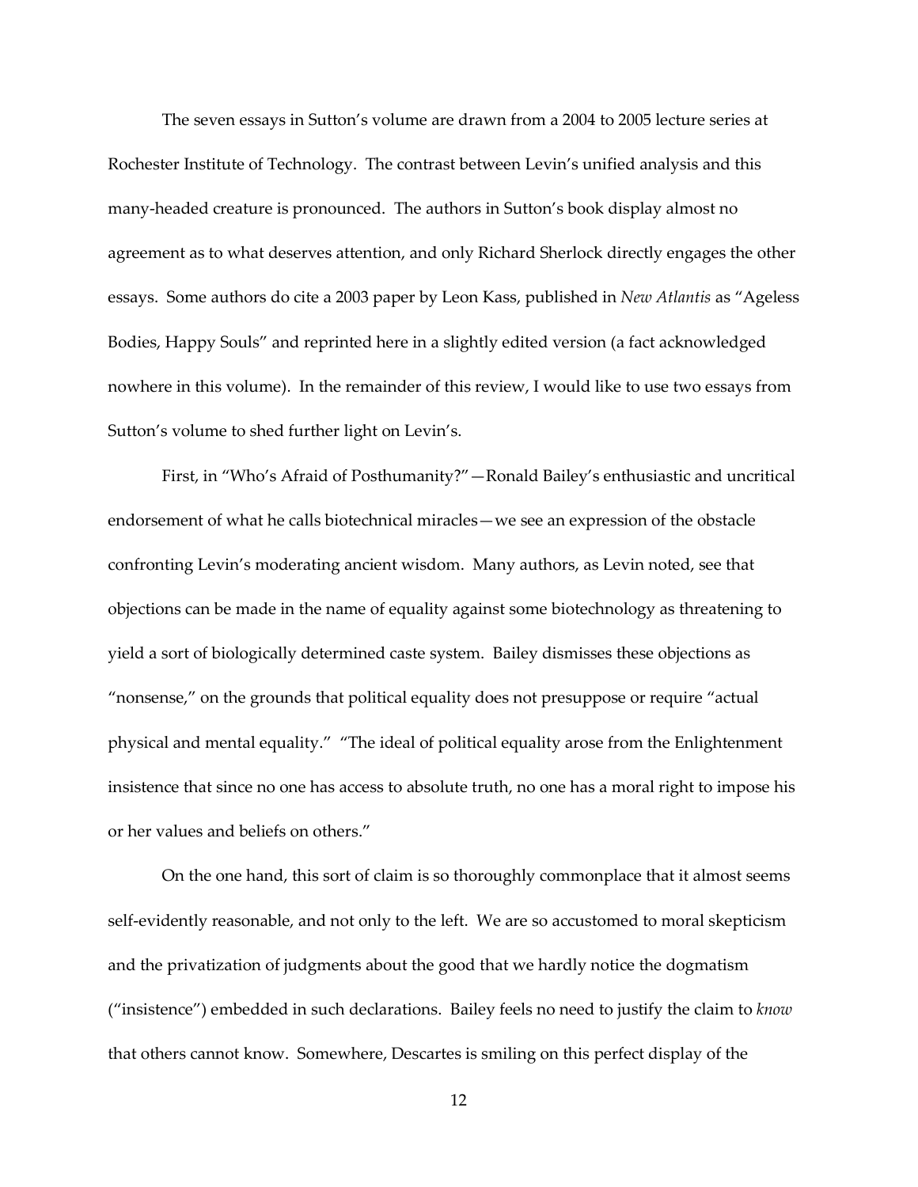The seven essays in Sutton's volume are drawn from a 2004 to 2005 lecture series at Rochester Institute of Technology. The contrast between Levin's unified analysis and this many-headed creature is pronounced. The authors in Sutton's book display almost no agreement as to what deserves attention, and only Richard Sherlock directly engages the other essays. Some authors do cite a 2003 paper by Leon Kass, published in *New Atlantis* as "Ageless Bodies, Happy Souls" and reprinted here in a slightly edited version (a fact acknowledged nowhere in this volume). In the remainder of this review, I would like to use two essays from Sutton's volume to shed further light on Levin's.

First, in "Who's Afraid of Posthumanity?"—Ronald Bailey's enthusiastic and uncritical endorsement of what he calls biotechnical miracles—we see an expression of the obstacle confronting Levin's moderating ancient wisdom. Many authors, as Levin noted, see that objections can be made in the name of equality against some biotechnology as threatening to yield a sort of biologically determined caste system. Bailey dismisses these objections as "nonsense," on the grounds that political equality does not presuppose or require "actual physical and mental equality." "The ideal of political equality arose from the Enlightenment insistence that since no one has access to absolute truth, no one has a moral right to impose his or her values and beliefs on others."

On the one hand, this sort of claim is so thoroughly commonplace that it almost seems self-evidently reasonable, and not only to the left. We are so accustomed to moral skepticism and the privatization of judgments about the good that we hardly notice the dogmatism ("insistence") embedded in such declarations. Bailey feels no need to justify the claim to *know* that others cannot know. Somewhere, Descartes is smiling on this perfect display of the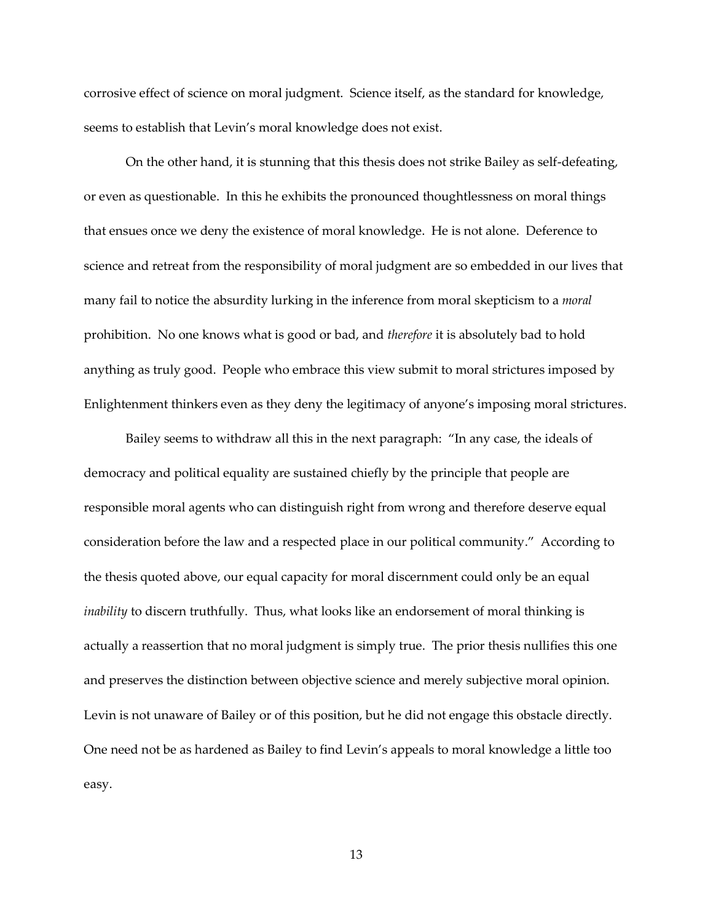corrosive effect of science on moral judgment. Science itself, as the standard for knowledge, seems to establish that Levin's moral knowledge does not exist.

On the other hand, it is stunning that this thesis does not strike Bailey as self-defeating, or even as questionable. In this he exhibits the pronounced thoughtlessness on moral things that ensues once we deny the existence of moral knowledge. He is not alone. Deference to science and retreat from the responsibility of moral judgment are so embedded in our lives that many fail to notice the absurdity lurking in the inference from moral skepticism to a *moral* prohibition. No one knows what is good or bad, and *therefore* it is absolutely bad to hold anything as truly good. People who embrace this view submit to moral strictures imposed by Enlightenment thinkers even as they deny the legitimacy of anyone's imposing moral strictures.

Bailey seems to withdraw all this in the next paragraph: "In any case, the ideals of democracy and political equality are sustained chiefly by the principle that people are responsible moral agents who can distinguish right from wrong and therefore deserve equal consideration before the law and a respected place in our political community." According to the thesis quoted above, our equal capacity for moral discernment could only be an equal *inability* to discern truthfully. Thus, what looks like an endorsement of moral thinking is actually a reassertion that no moral judgment is simply true. The prior thesis nullifies this one and preserves the distinction between objective science and merely subjective moral opinion. Levin is not unaware of Bailey or of this position, but he did not engage this obstacle directly. One need not be as hardened as Bailey to find Levin's appeals to moral knowledge a little too easy.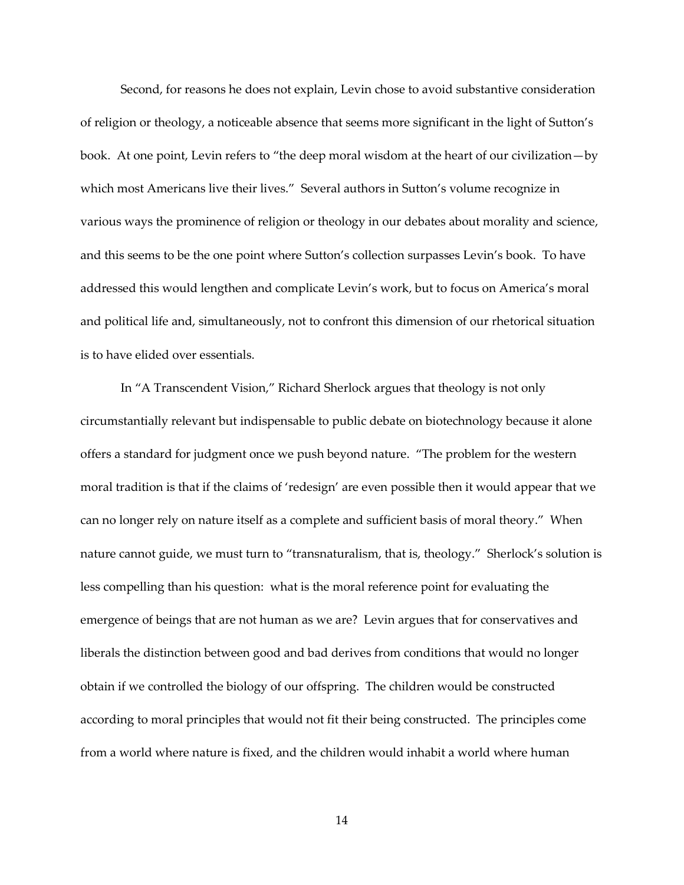Second, for reasons he does not explain, Levin chose to avoid substantive consideration of religion or theology, a noticeable absence that seems more significant in the light of Sutton's book. At one point, Levin refers to "the deep moral wisdom at the heart of our civilization—by which most Americans live their lives." Several authors in Sutton's volume recognize in various ways the prominence of religion or theology in our debates about morality and science, and this seems to be the one point where Sutton's collection surpasses Levin's book. To have addressed this would lengthen and complicate Levin's work, but to focus on America's moral and political life and, simultaneously, not to confront this dimension of our rhetorical situation is to have elided over essentials.

In "A Transcendent Vision," Richard Sherlock argues that theology is not only circumstantially relevant but indispensable to public debate on biotechnology because it alone offers a standard for judgment once we push beyond nature. "The problem for the western moral tradition is that if the claims of 'redesign' are even possible then it would appear that we can no longer rely on nature itself as a complete and sufficient basis of moral theory." When nature cannot guide, we must turn to "transnaturalism, that is, theology." Sherlock's solution is less compelling than his question: what is the moral reference point for evaluating the emergence of beings that are not human as we are? Levin argues that for conservatives and liberals the distinction between good and bad derives from conditions that would no longer obtain if we controlled the biology of our offspring. The children would be constructed according to moral principles that would not fit their being constructed. The principles come from a world where nature is fixed, and the children would inhabit a world where human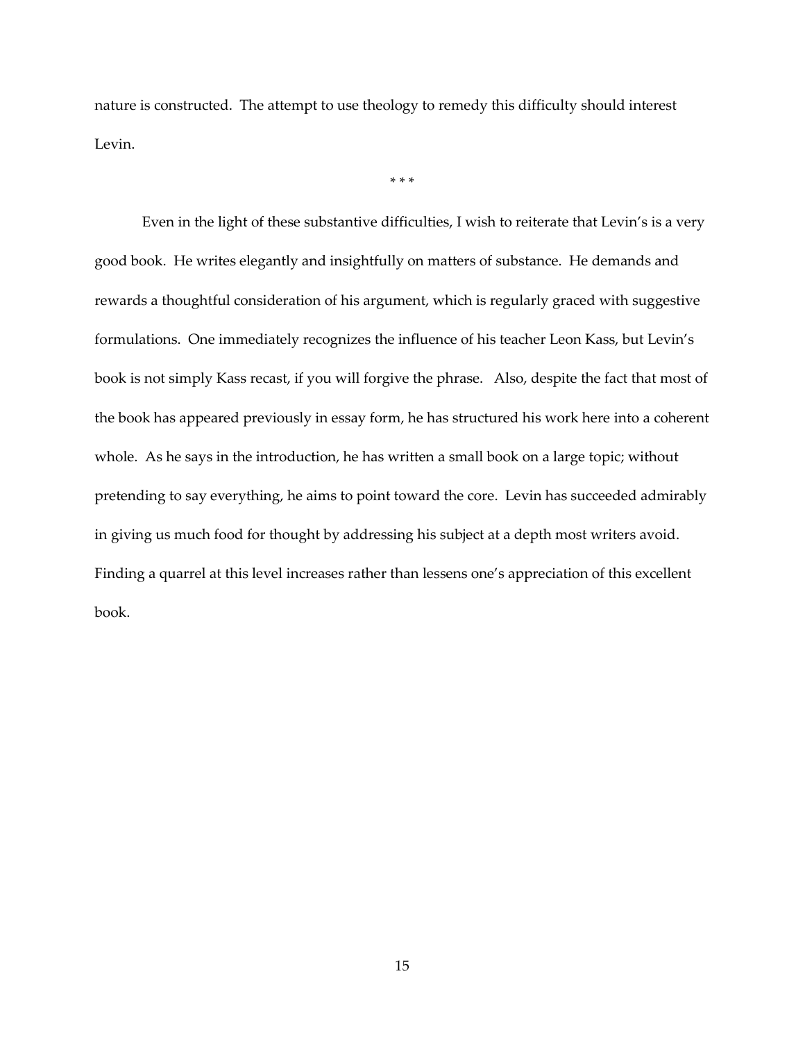nature is constructed. The attempt to use theology to remedy this difficulty should interest Levin.

\* \* \*

Even in the light of these substantive difficulties, I wish to reiterate that Levin's is a very good book. He writes elegantly and insightfully on matters of substance. He demands and rewards a thoughtful consideration of his argument, which is regularly graced with suggestive formulations. One immediately recognizes the influence of his teacher Leon Kass, but Levin's book is not simply Kass recast, if you will forgive the phrase. Also, despite the fact that most of the book has appeared previously in essay form, he has structured his work here into a coherent whole. As he says in the introduction, he has written a small book on a large topic; without pretending to say everything, he aims to point toward the core. Levin has succeeded admirably in giving us much food for thought by addressing his subject at a depth most writers avoid. Finding a quarrel at this level increases rather than lessens one's appreciation of this excellent book.